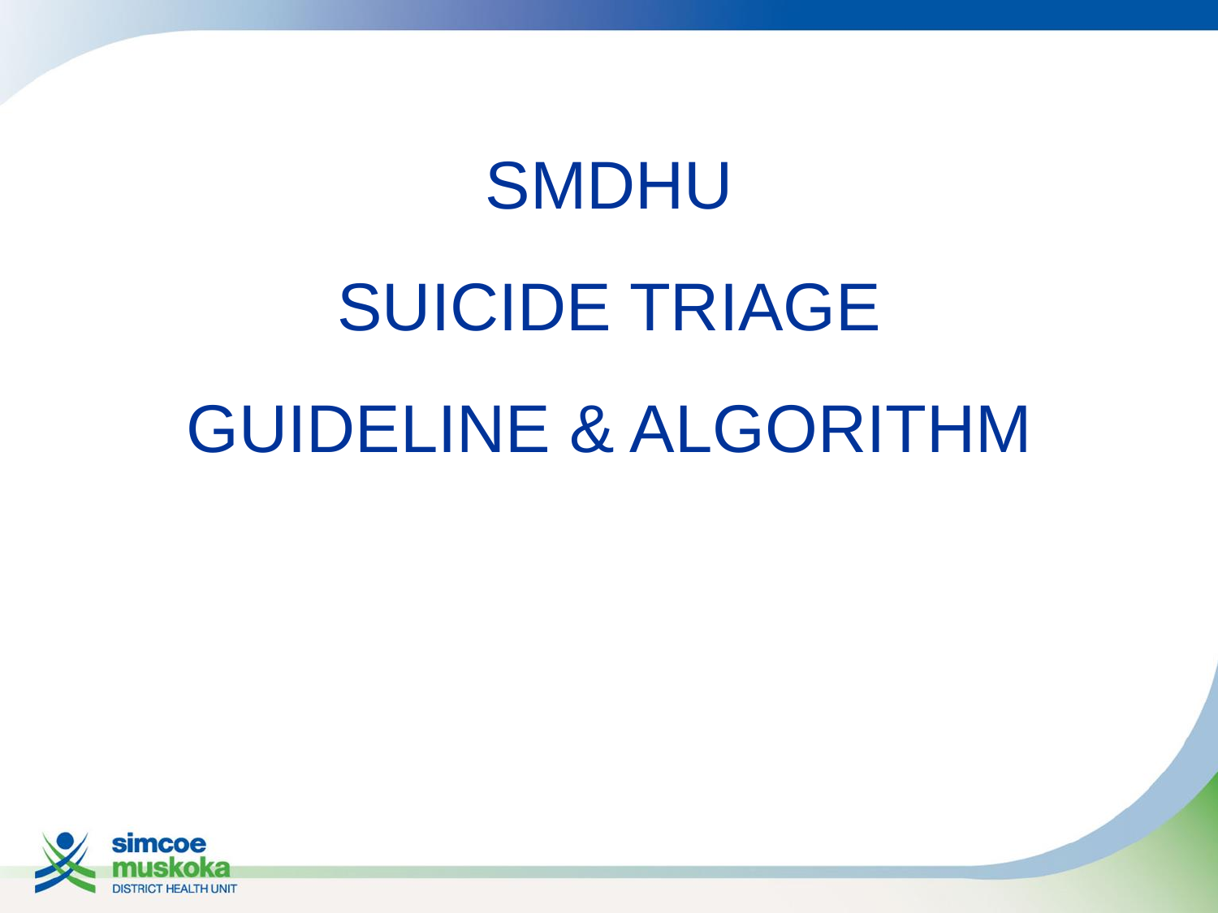# SMDHU

# SUICIDE TRIAGE

# GUIDELINE & ALGORITHM

simcoe muskoka DISTRICT HEALTH UNIT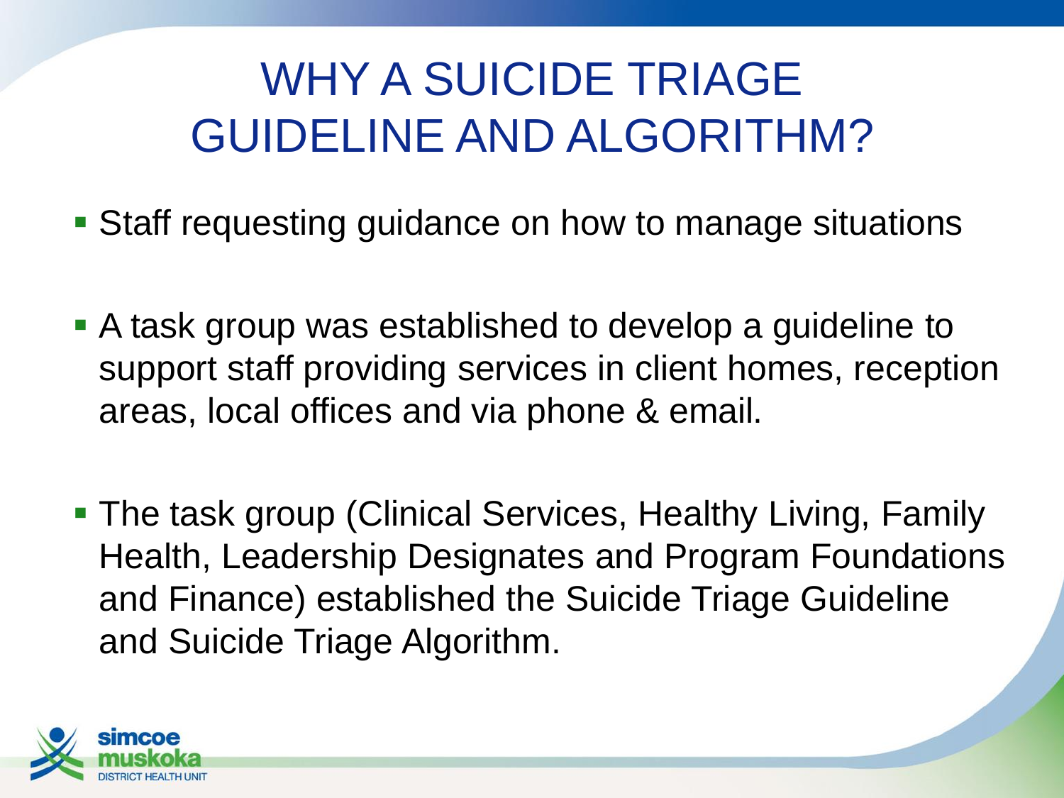# WHY A SUICIDE TRIAGE GUIDELINE AND ALGORITHM?

- Staff requesting guidance on how to manage situations
- A task group was established to develop a guideline to support staff providing services in client homes, reception areas, local offices and via phone & email.
- The task group (Clinical Services, Healthy Living, Family Health, Leadership Designates and Program Foundations and Finance) established the Suicide Triage Guideline and Suicide Triage Algorithm.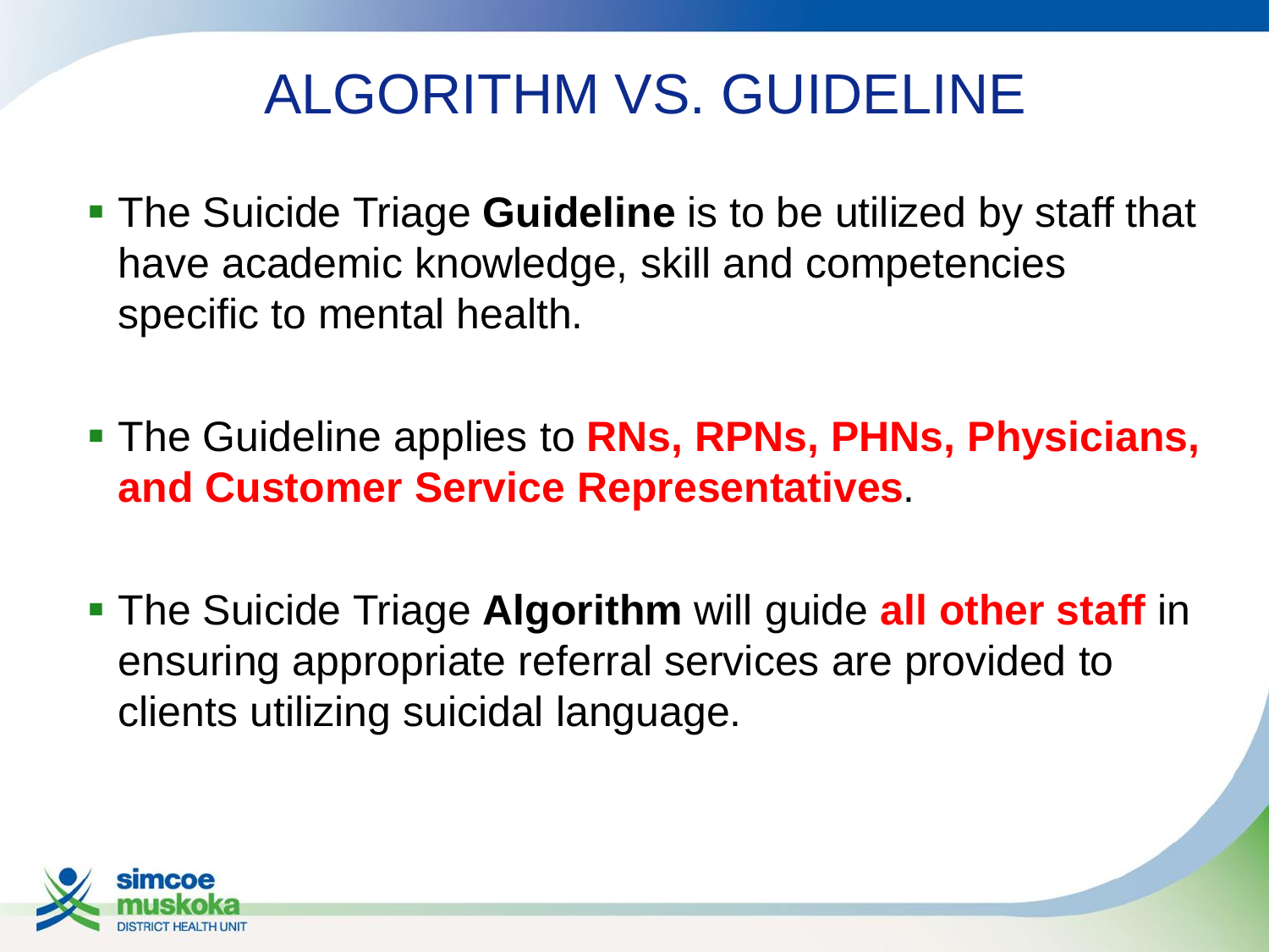# ALGORITHM VS. GUIDELINE

- The Suicide Triage **Guideline** is to be utilized by staff that have academic knowledge, skill and competencies specific to mental health.
- The Guideline applies to **RNs, RPNs, PHNs, Physicians, and Customer Service Representatives**.
- The Suicide Triage **Algorithm** will guide **all other staff** in ensuring appropriate referral services are provided to clients utilizing suicidal language.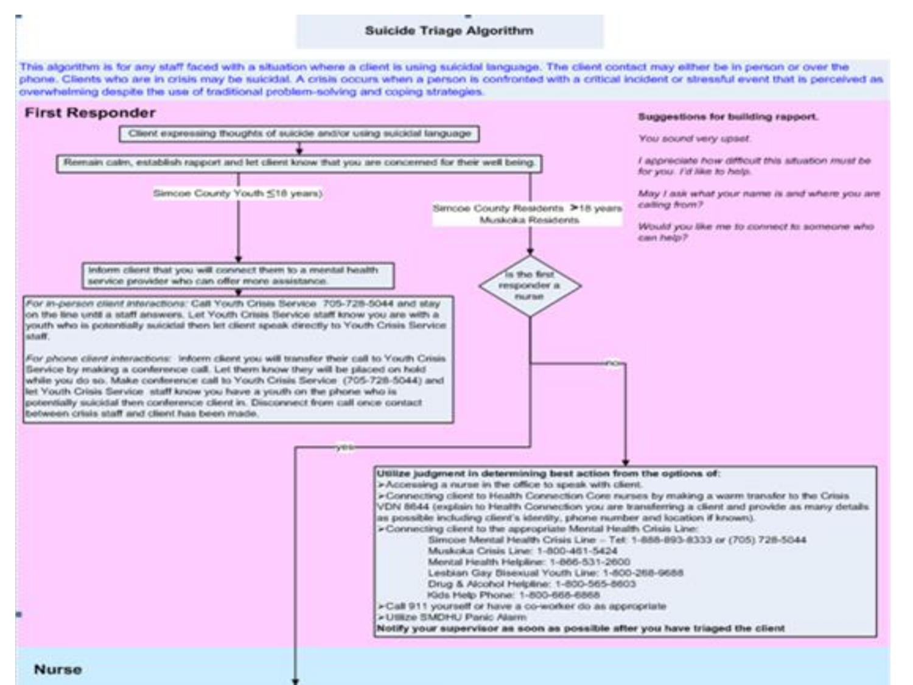# Suicide Triage Algorithm

This algorithm is for any staff faced with a situation where a client is using suicidal language. The client contact may either be in person or over the phone. Clients who are in crisis may be suicidal. A crisis occurs when a person is confronted with a critical incident or stressful event that is perceived as overwhelming despite the use of traditional problem-solving and coping strategies.

## First Responder

Client expressing thoughts of suicide and/or using suicidal language

↓

Remain calm, establish rapport and let client know that you are concerned for their well being.

**Simcoe County Youth ≤18 years)**

Inform client that you will connect them to a mental health service provider who can offer more assistance.

*For in-person client interactions:* Call Youth Crisis Service 705-728-5044 and stay on the line until a staff answers. Let Youth Crisis Service staff know you are with a youth who is potentially suicidal then let client speak directly to Youth Crisis Service staff.

*For phone client interactions:* Inform client you will transfer their call to Youth Crisis Service by making a conference call. Let them know they will be placed on hold while you do so. Make conference call to Youth Crisis Service (705-728-5044) and let Youth Crisis Service staff know you have a youth on the phone who is potentially suicidal then conference client in. Disconnect from call once contact between crisis staff and client has been made.

**Simcoe County Residents >18 years**
**Muskoka Residents**

Is the first responder a nurse?

- **yes** → Nurse
- **no** →

**Utilize judgment in determining best action from the options of:**

- Accessing a nurse in the office to speak with client.
- Connecting client to Health Connection Core nurses by making a warm transfer to the Crisis VDN 8644 (explain to Health Connection you are transferring a client and provide as many details as possible including client's identity, phone number and location if known).
- Connecting client to the appropriate Mental Health Crisis Line:
  - Simcoe Mental Health Crisis Line – Tel: 1-888-893-8333 or (705) 728-5044
  - Muskoka Crisis Line: 1-800-461-5424
  - Mental Health Helpline: 1-866-531-2600
  - Lesbian Gay Bisexual Youth Line: 1-800-268-9688
  - Drug & Alcohol Helpline: 1-800-565-8603
  - Kids Help Phone: 1-800-668-6868
- Call 911 yourself or have a co-worker do as appropriate
- Utilize SMDHU Panic Alarm

**Notify your supervisor as soon as possible after you have triaged the client**

**Suggestions for building rapport.**

*You sound very upset.*

*I appreciate how difficult this situation must be for you. I'd like to help.*

*May I ask what your name is and where you are calling from?*

*Would you like me to connect to someone who can help?*

## Nurse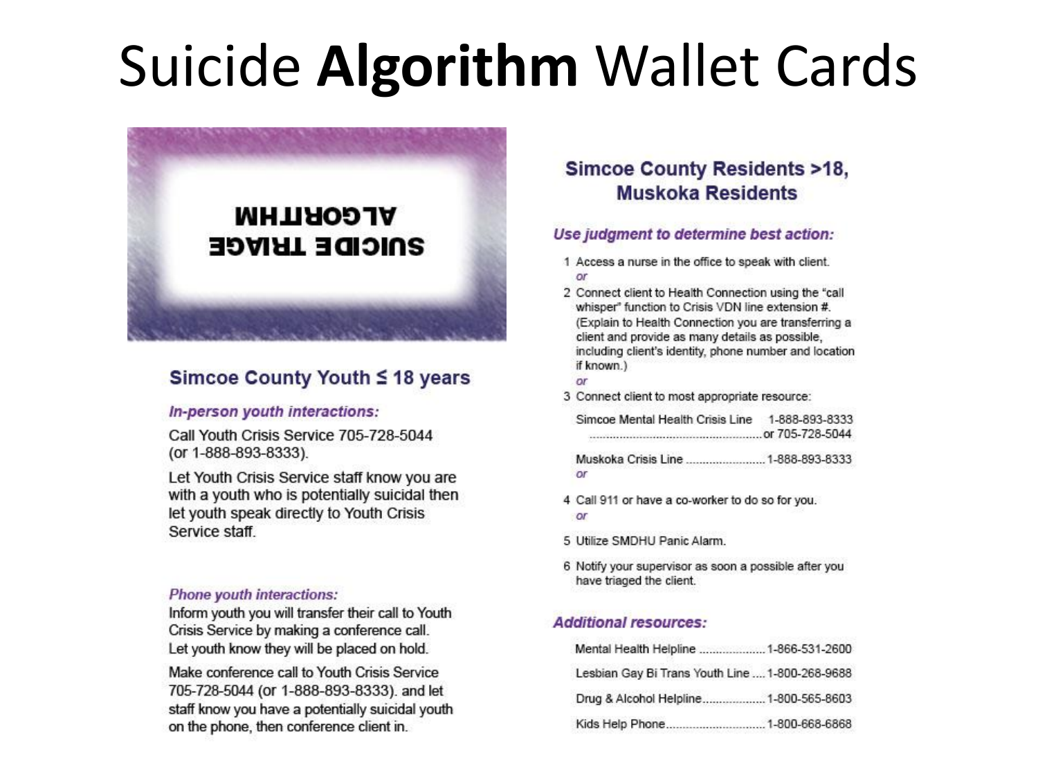# Suicide **Algorithm** Wallet Cards

SUICIDE TRIAGE
ALGORITHM

## Simcoe County Youth ≤ 18 years

***In-person youth interactions:***

Call Youth Crisis Service 705-728-5044 (or 1-888-893-8333).

Let Youth Crisis Service staff know you are with a youth who is potentially suicidal then let youth speak directly to Youth Crisis Service staff.

***Phone youth interactions:***

Inform youth you will transfer their call to Youth Crisis Service by making a conference call. Let youth know they will be placed on hold.

Make conference call to Youth Crisis Service 705-728-5044 (or 1-888-893-8333). and let staff know you have a potentially suicidal youth on the phone, then conference client in.

## Simcoe County Residents >18, Muskoka Residents

***Use judgment to determine best action:***

1. Access a nurse in the office to speak with client.
   *or*
2. Connect client to Health Connection using the "call whisper" function to Crisis VDN line extension #. (Explain to Health Connection you are transferring a client and provide as many details as possible, including client's identity, phone number and location if known.)
   *or*
3. Connect client to most appropriate resource:

   Simcoe Mental Health Crisis Line ........ 1-888-893-8333 or 705-728-5044

   Muskoka Crisis Line ........ 1-888-893-8333
   *or*
4. Call 911 or have a co-worker to do so for you.
   *or*
5. Utilize SMDHU Panic Alarm.
6. Notify your supervisor as soon a possible after you have triaged the client.

***Additional resources:***

| Resource | Phone |
| --- | --- |
| Mental Health Helpline | 1-866-531-2600 |
| Lesbian Gay Bi Trans Youth Line | 1-800-268-9688 |
| Drug & Alcohol Helpline | 1-800-565-8603 |
| Kids Help Phone | 1-800-668-6868 |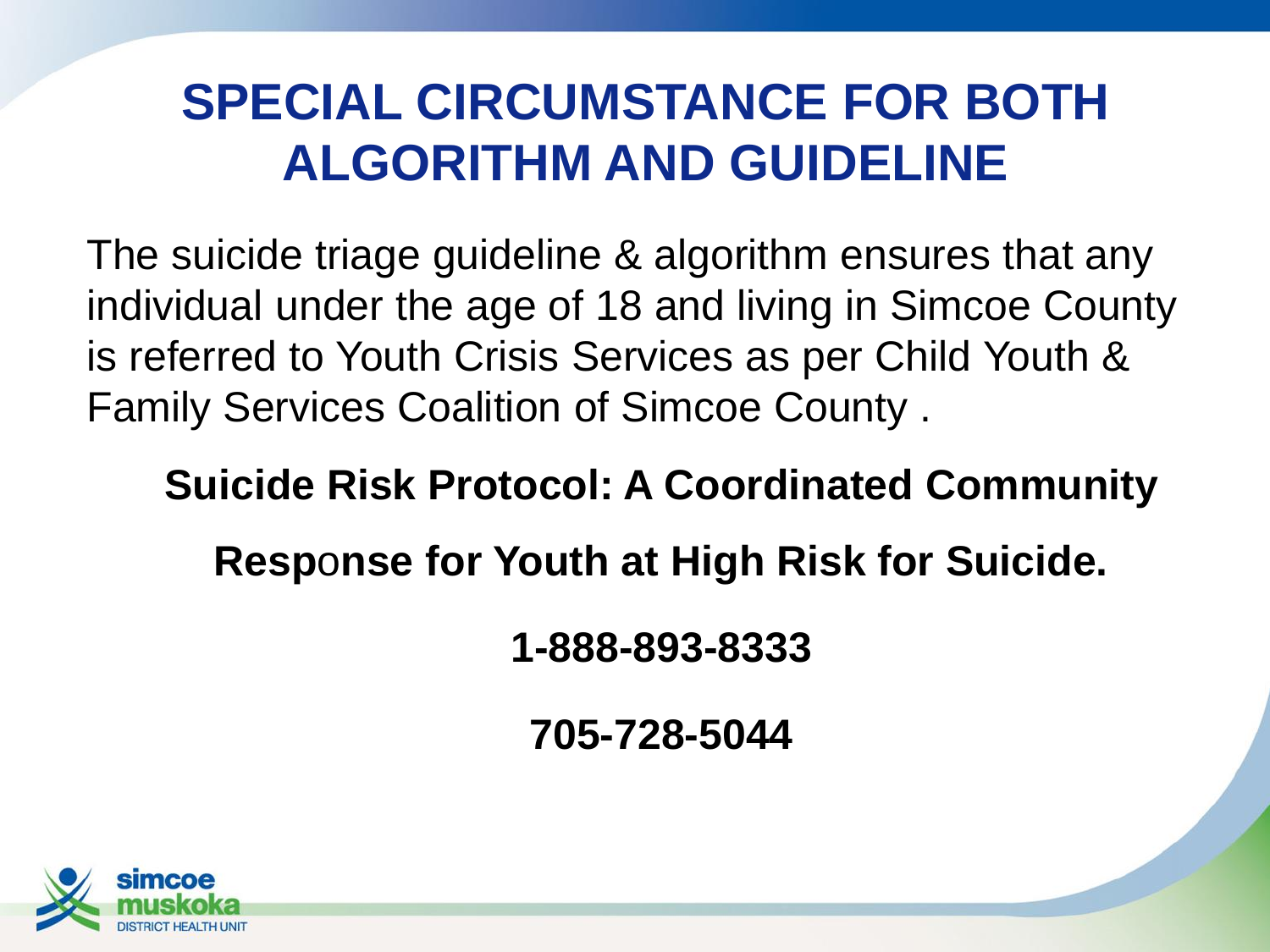# SPECIAL CIRCUMSTANCE FOR BOTH ALGORITHM AND GUIDELINE

The suicide triage guideline & algorithm ensures that any individual under the age of 18 and living in Simcoe County is referred to Youth Crisis Services as per Child Youth & Family Services Coalition of Simcoe County .

**Suicide Risk Protocol: A Coordinated Community Response for Youth at High Risk for Suicide.**

**1-888-893-8333**

**705-728-5044**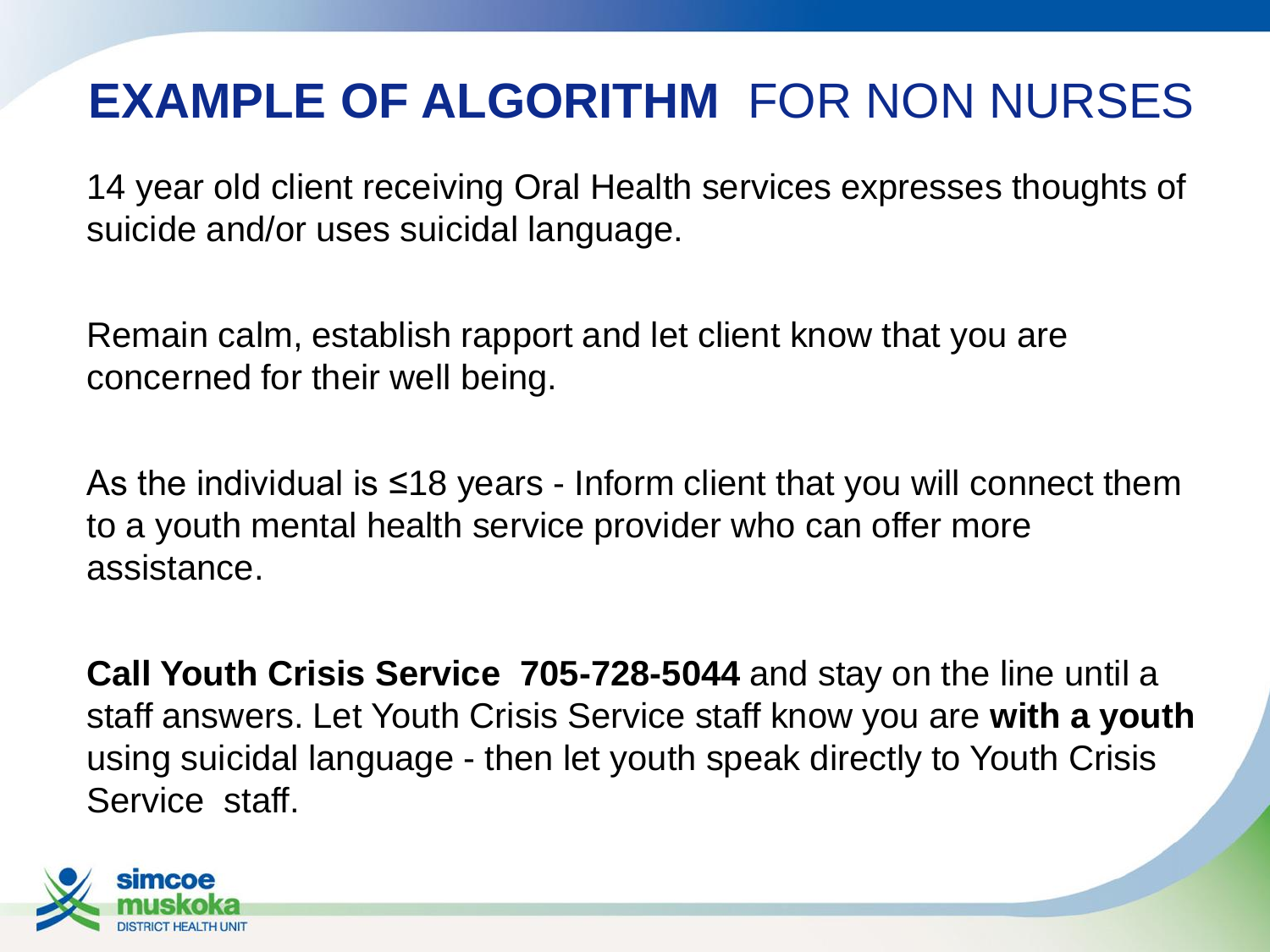# **EXAMPLE OF ALGORITHM** FOR NON NURSES

14 year old client receiving Oral Health services expresses thoughts of suicide and/or uses suicidal language.

Remain calm, establish rapport and let client know that you are concerned for their well being.

As the individual is ≤18 years - Inform client that you will connect them to a youth mental health service provider who can offer more assistance.

**Call Youth Crisis Service 705-728-5044** and stay on the line until a staff answers. Let Youth Crisis Service staff know you are **with a youth** using suicidal language - then let youth speak directly to Youth Crisis Service staff.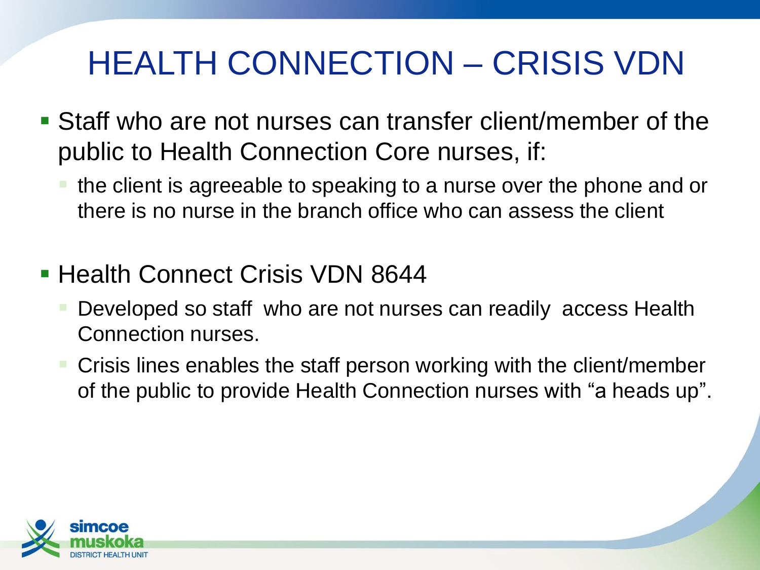# HEALTH CONNECTION – CRISIS VDN

- Staff who are not nurses can transfer client/member of the public to Health Connection Core nurses, if:
  - the client is agreeable to speaking to a nurse over the phone and or there is no nurse in the branch office who can assess the client

- Health Connect Crisis VDN 8644
  - Developed so staff who are not nurses can readily access Health Connection nurses.
  - Crisis lines enables the staff person working with the client/member of the public to provide Health Connection nurses with "a heads up".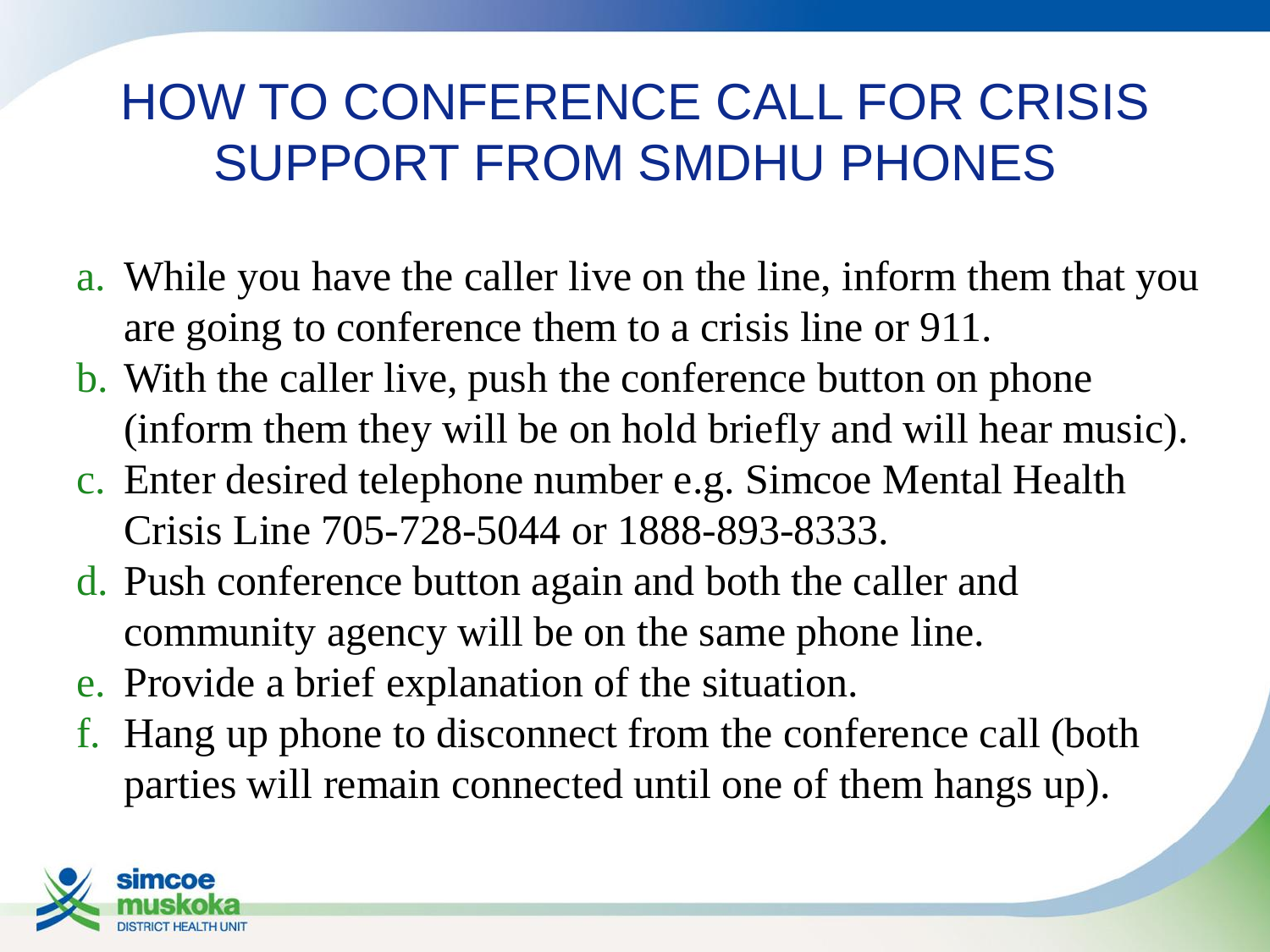# HOW TO CONFERENCE CALL FOR CRISIS SUPPORT FROM SMDHU PHONES

a. While you have the caller live on the line, inform them that you are going to conference them to a crisis line or 911.
b. With the caller live, push the conference button on phone (inform them they will be on hold briefly and will hear music).
c. Enter desired telephone number e.g. Simcoe Mental Health Crisis Line 705-728-5044 or 1888-893-8333.
d. Push conference button again and both the caller and community agency will be on the same phone line.
e. Provide a brief explanation of the situation.
f. Hang up phone to disconnect from the conference call (both parties will remain connected until one of them hangs up).

simcoe muskoka DISTRICT HEALTH UNIT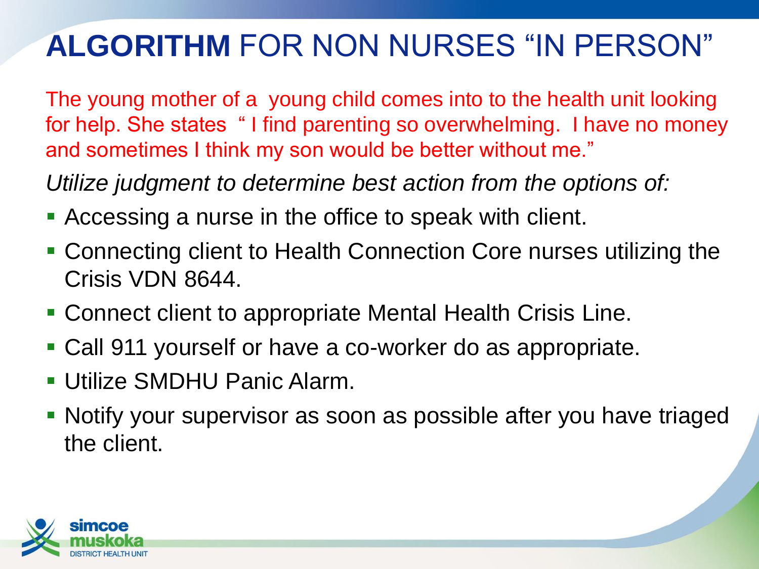# **ALGORITHM** FOR NON NURSES "IN PERSON"

The young mother of a  young child comes into to the health unit looking for help. She states  " I find parenting so overwhelming.  I have no money and sometimes I think my son would be better without me."

*Utilize judgment to determine best action from the options of:*

- Accessing a nurse in the office to speak with client.
- Connecting client to Health Connection Core nurses utilizing the Crisis VDN 8644.
- Connect client to appropriate Mental Health Crisis Line.
- Call 911 yourself or have a co-worker do as appropriate.
- Utilize SMDHU Panic Alarm.
- Notify your supervisor as soon as possible after you have triaged the client.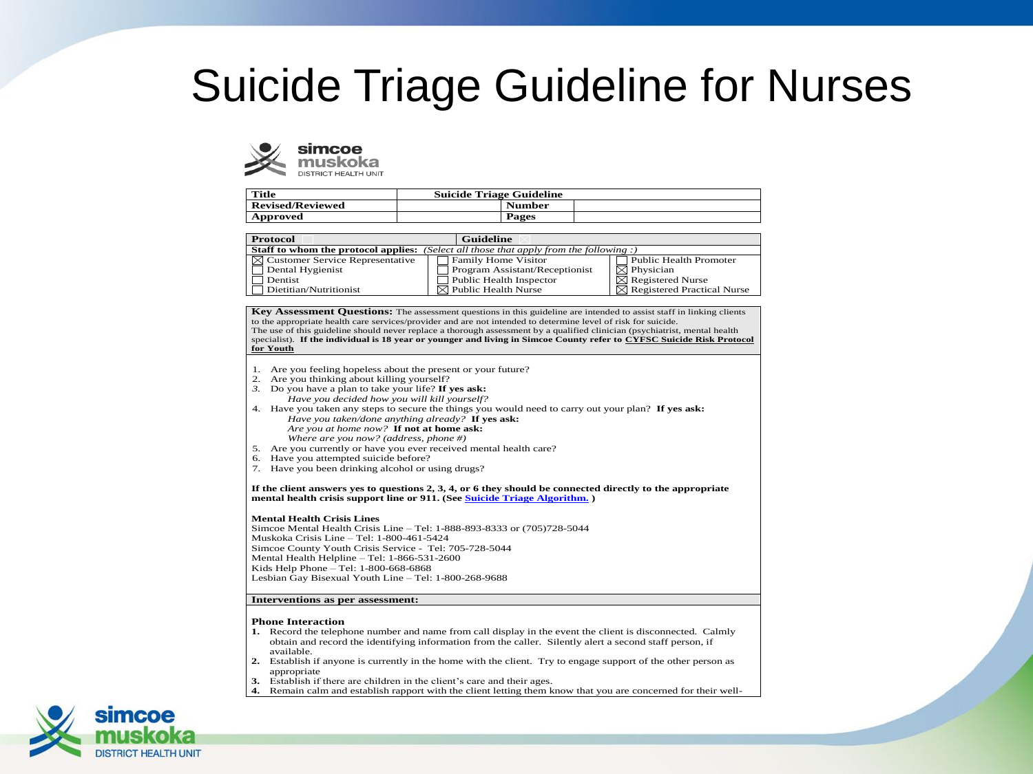# Suicide Trigae Guideline for Nurses

simcoe muskoka DISTRICT HEALTH UNIT

| Title | Suicide Triage Guideline | | |
|---|---|---|---|
| Revised/Reviewed | | Number | |
| Approved | | Pages | |

| Protocol ☐ | Guideline ☒ | |
|---|---|---|
| **Staff to whom the protocol applies:** *(Select all those that apply from the following :)* | | |
| ☒ Customer Service Representative | ☐ Family Home Visitor | ☐ Public Health Promoter |
| ☐ Dental Hygienist | ☐ Program Assistant/Receptionist | ☒ Physician |
| ☐ Dentist | ☐ Public Health Inspector | ☒ Registered Nurse |
| ☐ Dietitian/Nutritionist | ☒ Public Health Nurse | ☒ Registered Practical Nurse |

**Key Assessment Questions:** The assessment questions in this guideline are intended to assist staff in linking clients to the appropriate health care services/provider and are not intended to determine level of risk for suicide. The use of this guideline should never replace a thorough assessment by a qualified clinician (psychiatrist, mental health specialist). **If the individual is 18 year or younger and living in Simcoe County refer to CYFSC Suicide Risk Protocol for Youth**

1. Are you feeling hopeless about the present or your future?
2. Are you thinking about killing yourself?
3. Do you have a plan to take your life? **If yes ask:**
   *Have you decided how you will kill yourself?*
4. Have you taken any steps to secure the things you would need to carry out your plan? **If yes ask:**
   *Have you taken/done anything already?* **If yes ask:**
   *Are you at home now?* **If not at home ask:**
   *Where are you now? (address, phone #)*
5. Are you currently or have you ever received mental health care?
6. Have you attempted suicide before?
7. Have you been drinking alcohol or using drugs?

**If the client answers yes to questions 2, 3, 4, or 6 they should be connected directly to the appropriate mental health crisis support line or 911. (See Suicide Triage Algorithm. )**

**Mental Health Crisis Lines**
Simcoe Mental Health Crisis Line – Tel: 1-888-893-8333 or (705)728-5044
Muskoka Crisis Line – Tel: 1-800-461-5424
Simcoe County Youth Crisis Service - Tel: 705-728-5044
Mental Health Helpline – Tel: 1-866-531-2600
Kids Help Phone – Tel: 1-800-668-6868
Lesbian Gay Bisexual Youth Line – Tel: 1-800-268-9688

**Interventions as per assessment:**

**Phone Interaction**

1. Record the telephone number and name from call display in the event the client is disconnected. Calmly obtain and record the identifying information from the caller. Silently alert a second staff person, if available.
2. Establish if anyone is currently in the home with the client. Try to engage support of the other person as appropriate
3. Establish if there are children in the client's care and their ages.
4. Remain calm and establish rapport with the client letting them know that you are concerned for their well-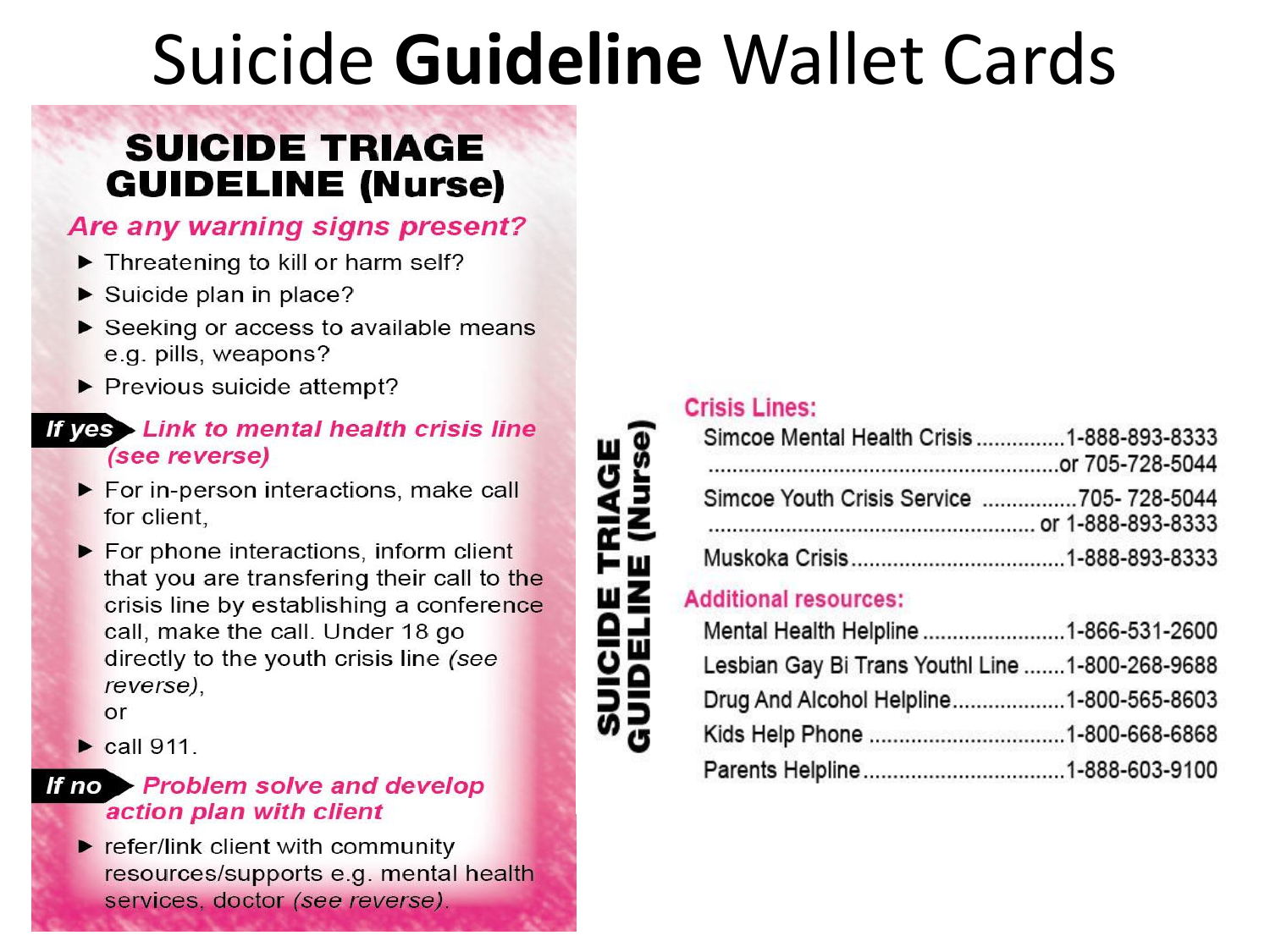# Suicide **Guideline** Wallet Cards

## SUICIDE TRIAGE GUIDELINE (Nurse)

***Are any warning signs present?***

- Threatening to kill or harm self?
- Suicide plan in place?
- Seeking or access to available means e.g. pills, weapons?
- Previous suicide attempt?

**If yes** ***Link to mental health crisis line (see reverse)***

- For in-person interactions, make call for client,
- For phone interactions, inform client that you are transfering their call to the crisis line by establishing a conference call, make the call. Under 18 go directly to the youth crisis line *(see reverse)*,
  or
- call 911.

**If no** ***Problem solve and develop action plan with client***

- refer/link client with community resources/supports e.g. mental health services, doctor *(see reverse)*.

## SUICIDE TRIAGE GUIDELINE (Nurse)

**Crisis Lines:**

| | |
|---|---|
| Simcoe Mental Health Crisis | 1-888-893-8333 or 705-728-5044 |
| Simcoe Youth Crisis Service | 705- 728-5044 or 1-888-893-8333 |
| Muskoka Crisis | 1-888-893-8333 |

**Additional resources:**

| | |
|---|---|
| Mental Health Helpline | 1-866-531-2600 |
| Lesbian Gay Bi Trans Youthl Line | 1-800-268-9688 |
| Drug And Alcohol Helpline | 1-800-565-8603 |
| Kids Help Phone | 1-800-668-6868 |
| Parents Helpline | 1-888-603-9100 |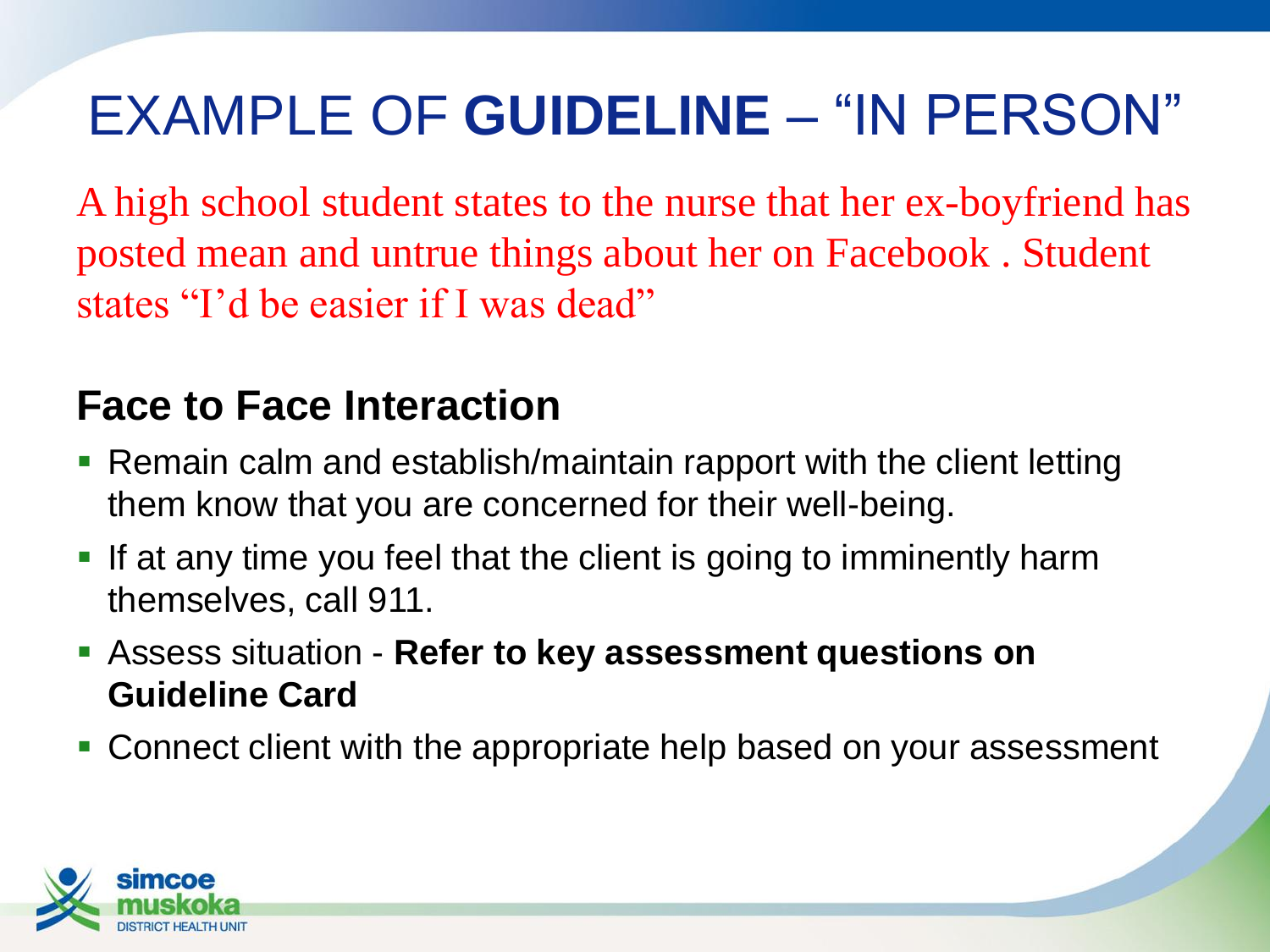# EXAMPLE OF **GUIDELINE** – "IN PERSON"

A high school student states to the nurse that her ex-boyfriend has posted mean and untrue things about her on Facebook . Student states "I'd be easier if I was dead"

## Face to Face Interaction

- Remain calm and establish/maintain rapport with the client letting them know that you are concerned for their well-being.
- If at any time you feel that the client is going to imminently harm themselves, call 911.
- Assess situation - **Refer to key assessment questions on Guideline Card**
- Connect client with the appropriate help based on your assessment

simcoe muskoka DISTRICT HEALTH UNIT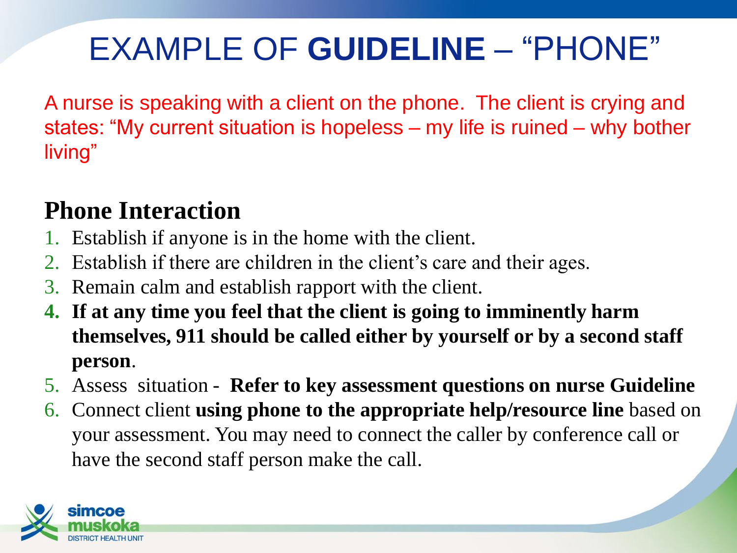# EXAMPLE OF **GUIDELINE** – "PHONE"

A nurse is speaking with a client on the phone. The client is crying and states: "My current situation is hopeless – my life is ruined – why bother living"

## Phone Interaction

1. Establish if anyone is in the home with the client.
2. Establish if there are children in the client's care and their ages.
3. Remain calm and establish rapport with the client.
4. **If at any time you feel that the client is going to imminently harm themselves, 911 should be called either by yourself or by a second staff person**.
5. Assess situation - **Refer to key assessment questions on nurse Guideline**
6. Connect client **using phone to the appropriate help/resource line** based on your assessment. You may need to connect the caller by conference call or have the second staff person make the call.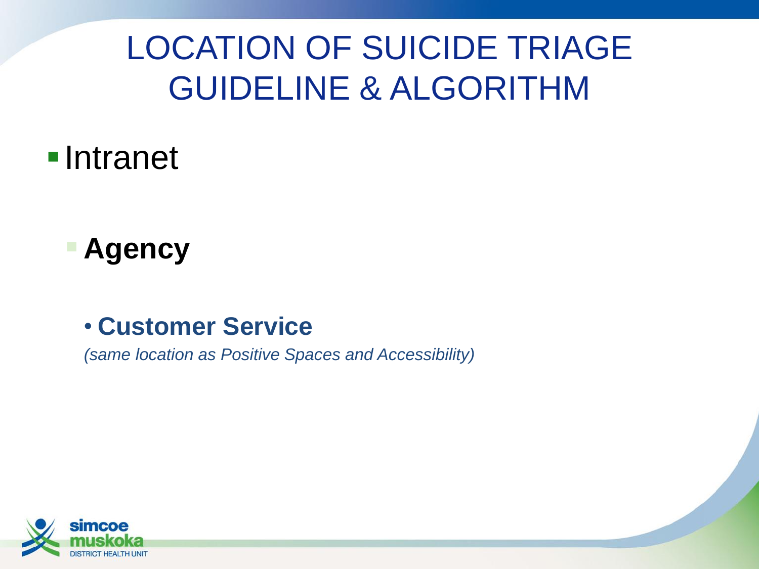# LOCATION OF SUICIDE TRIAGE GUIDELINE & ALGORITHM

- Intranet
  - **Agency**
    - **Customer Service**

*(same location as Positive Spaces and Accessibility)*